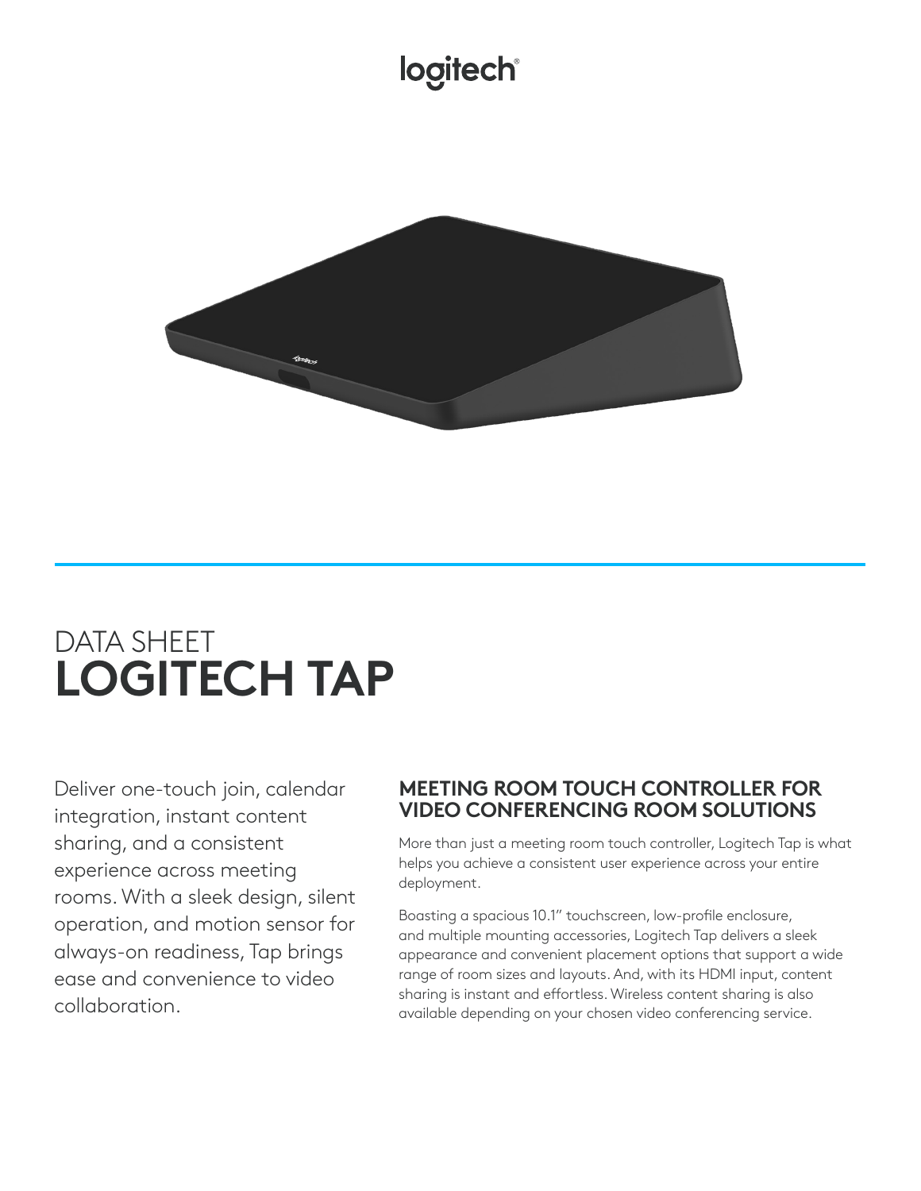logitech

DATA SHEET

# LOGITECH TAP

Deliver one-touch join, calendar integration, instant content sharing, and a consistent experience across meeting rooms. With a sleek design, silent operation, and motion sensor for always-on readiness, Tap brings ease and convenience to video collaboration.

## MEETING ROOM TOUCH CONTROLLER FOR VIDEO CONFERENCING ROOM SOLUTIONS

More than just a meeting room touch controller, Logitech Tap is what helps you achieve a consistent user experience across your entire deployment.

Boasting a spacious 10.1" touchscreen, low-profile enclosure, and multiple mounting accessories, Logitech Tap delivers a sleek appearance and convenient placement options that support a wide range of room sizes and layouts. And, with its HDMI input, content sharing is instant and effortless. Wireless content sharing is also available depending on your chosen video conferencing service.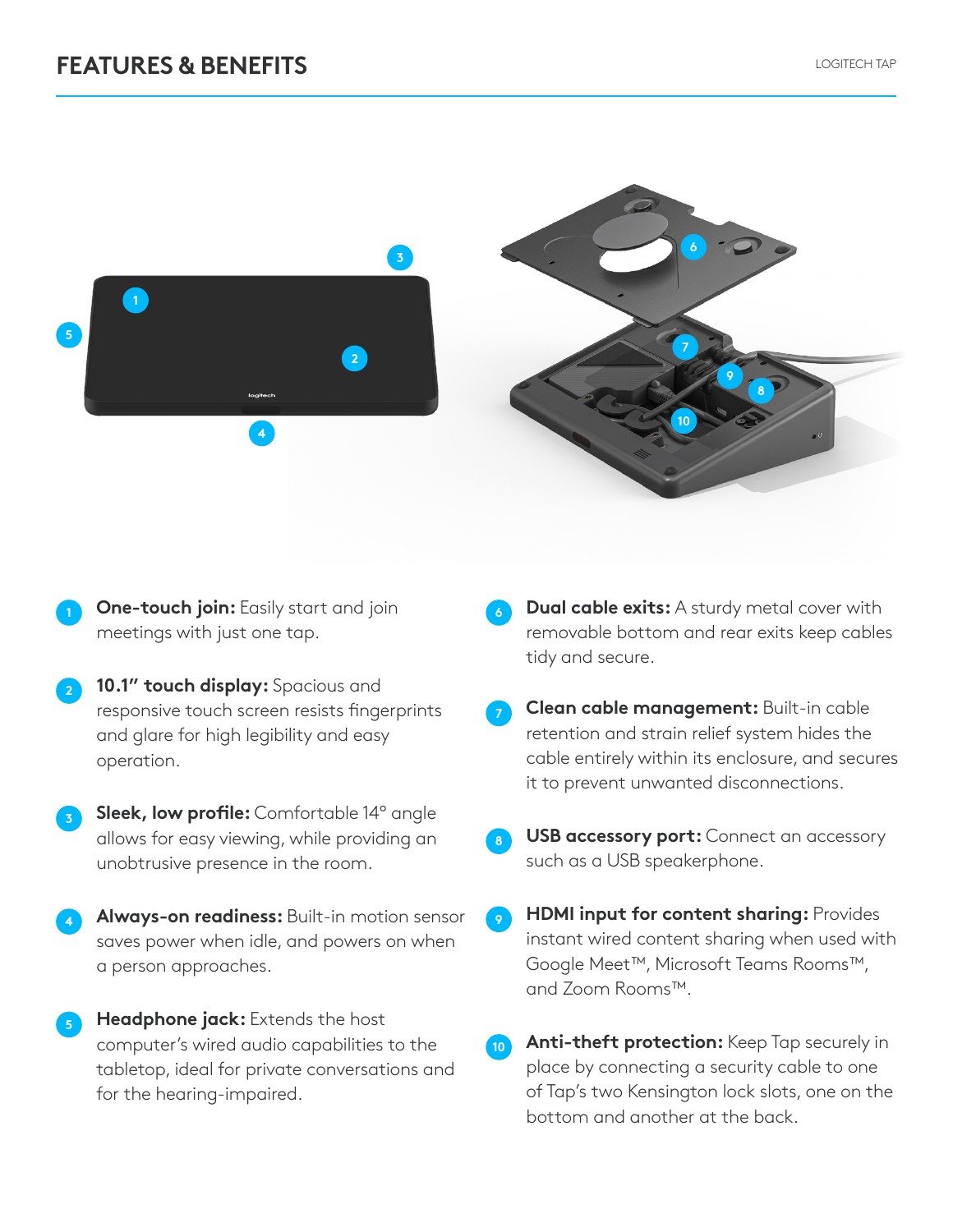# FEATURES & BENEFITS

1. **One-touch join:** Easily start and join meetings with just one tap.

2. **10.1" touch display:** Spacious and responsive touch screen resists fingerprints and glare for high legibility and easy operation.

3. **Sleek, low profile:** Comfortable 14° angle allows for easy viewing, while providing an unobtrusive presence in the room.

4. **Always-on readiness:** Built-in motion sensor saves power when idle, and powers on when a person approaches.

5. **Headphone jack:** Extends the host computer's wired audio capabilities to the tabletop, ideal for private conversations and for the hearing-impaired.

6. **Dual cable exits:** A sturdy metal cover with removable bottom and rear exits keep cables tidy and secure.

7. **Clean cable management:** Built-in cable retention and strain relief system hides the cable entirely within its enclosure, and secures it to prevent unwanted disconnections.

8. **USB accessory port:** Connect an accessory such as a USB speakerphone.

9. **HDMI input for content sharing:** Provides instant wired content sharing when used with Google Meet™, Microsoft Teams Rooms™, and Zoom Rooms™.

10. **Anti-theft protection:** Keep Tap securely in place by connecting a security cable to one of Tap's two Kensington lock slots, one on the bottom and another at the back.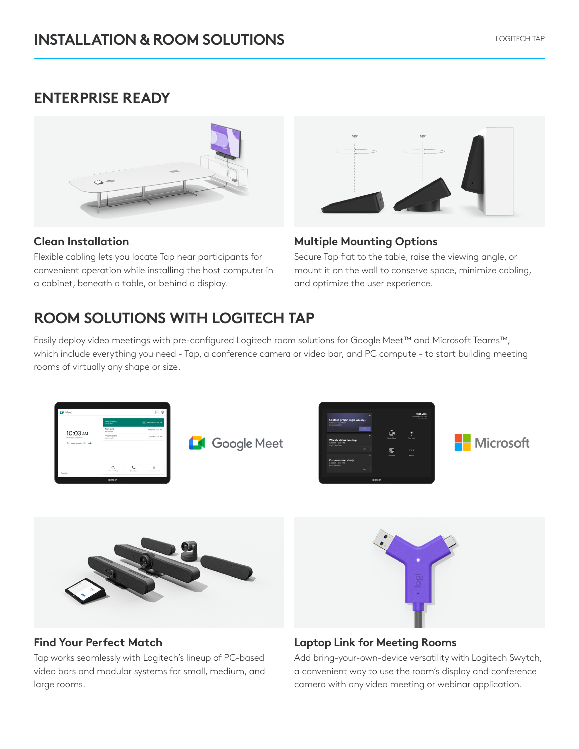# INSTALLATION & ROOM SOLUTIONS

## ENTERPRISE READY

### Clean Installation

Flexible cabling lets you locate Tap near participants for convenient operation while installing the host computer in a cabinet, beneath a table, or behind a display.

### Multiple Mounting Options

Secure Tap flat to the table, raise the viewing angle, or mount it on the wall to conserve space, minimize cabling, and optimize the user experience.

## ROOM SOLUTIONS WITH LOGITECH TAP

Easily deploy video meetings with pre-configured Logitech room solutions for Google Meet™ and Microsoft Teams™, which include everything you need - Tap, a conference camera or video bar, and PC compute - to start building meeting rooms of virtually any shape or size.

### Find Your Perfect Match

Tap works seamlessly with Logitech's lineup of PC-based video bars and modular systems for small, medium, and large rooms.

### Laptop Link for Meeting Rooms

Add bring-your-own-device versatility with Logitech Swytch, a convenient way to use the room's display and conference camera with any video meeting or webinar application.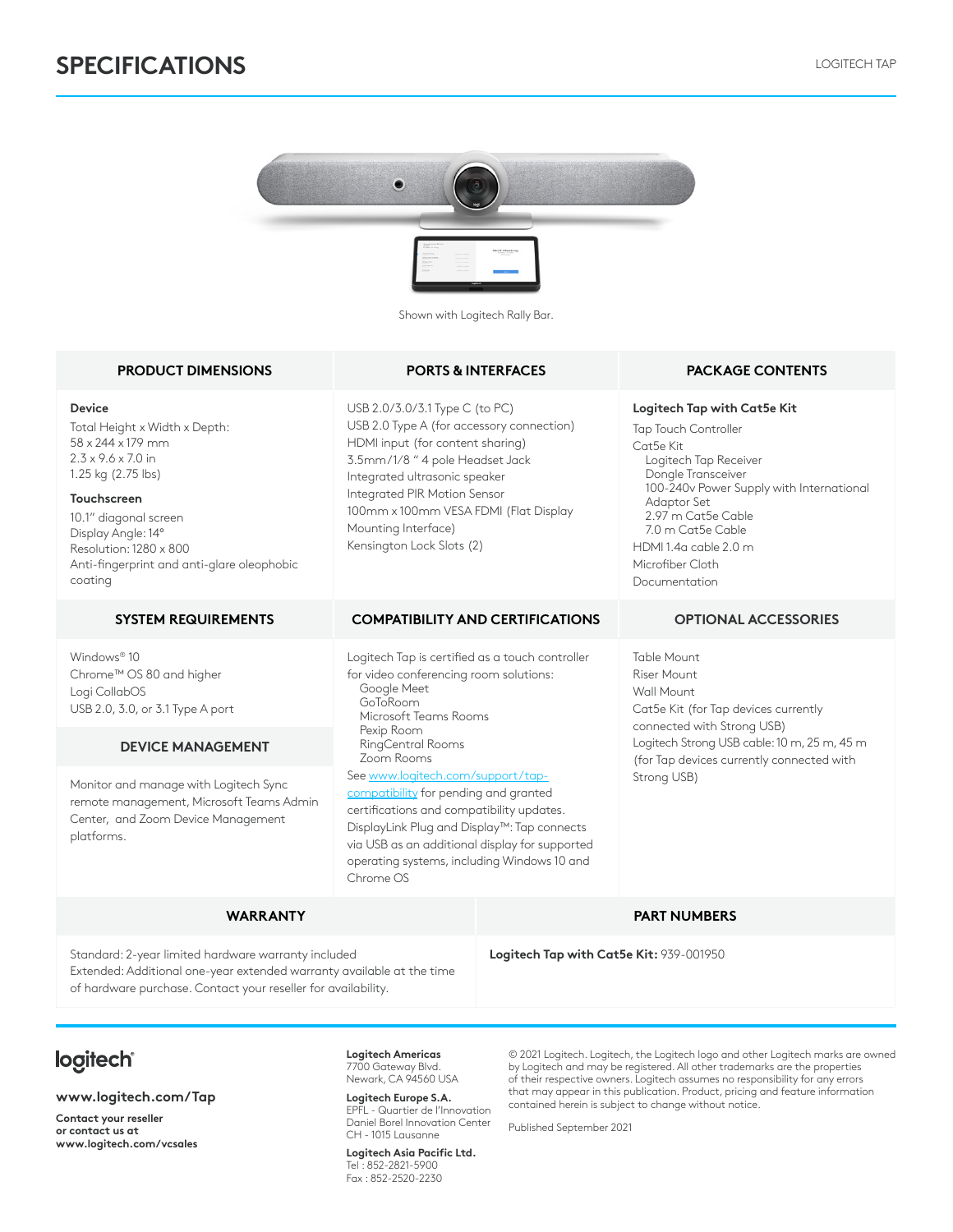# SPECIFICATIONS

Shown with Logitech Rally Bar.

## PRODUCT DIMENSIONS

**Device**

Total Height x Width x Depth:
58 x 244 x 179 mm
2.3 x 9.6 x 7.0 in
1.25 kg (2.75 lbs)

**Touchscreen**

10.1" diagonal screen
Display Angle: 14°
Resolution: 1280 x 800
Anti-fingerprint and anti-glare oleophobic coating

## PORTS & INTERFACES

USB 2.0/3.0/3.1 Type C (to PC)
USB 2.0 Type A (for accessory connection)
HDMI input (for content sharing)
3.5mm/1/8 " 4 pole Headset Jack
Integrated ultrasonic speaker
Integrated PIR Motion Sensor
100mm x 100mm VESA FDMI (Flat Display Mounting Interface)
Kensington Lock Slots (2)

## PACKAGE CONTENTS

**Logitech Tap with Cat5e Kit**

Tap Touch Controller
Cat5e Kit
- Logitech Tap Receiver
- Dongle Transceiver
- 100-240v Power Supply with International Adaptor Set
- 2.97 m Cat5e Cable
- 7.0 m Cat5e Cable

HDMI 1.4a cable 2.0 m
Microfiber Cloth
Documentation

## SYSTEM REQUIREMENTS

Windows® 10
Chrome™ OS 80 and higher
Logi CollabOS
USB 2.0, 3.0, or 3.1 Type A port

## DEVICE MANAGEMENT

Monitor and manage with Logitech Sync remote management, Microsoft Teams Admin Center, and Zoom Device Management platforms.

## COMPATIBILITY AND CERTIFICATIONS

Logitech Tap is certified as a touch controller for video conferencing room solutions:
- Google Meet
- GoToRoom
- Microsoft Teams Rooms
- Pexip Room
- RingCentral Rooms
- Zoom Rooms

See www.logitech.com/support/tap-compatibility for pending and granted certifications and compatibility updates.
DisplayLink Plug and Display™: Tap connects via USB as an additional display for supported operating systems, including Windows 10 and Chrome OS

## OPTIONAL ACCESSORIES

Table Mount
Riser Mount
Wall Mount
Cat5e Kit (for Tap devices currently connected with Strong USB)
Logitech Strong USB cable: 10 m, 25 m, 45 m (for Tap devices currently connected with Strong USB)

## WARRANTY

Standard: 2-year limited hardware warranty included
Extended: Additional one-year extended warranty available at the time of hardware purchase. Contact your reseller for availability.

## PART NUMBERS

**Logitech Tap with Cat5e Kit:** 939-001950

---

logitech

**www.logitech.com/Tap**

**Contact your reseller or contact us at www.logitech.com/vcsales**

**Logitech Americas**
7700 Gateway Blvd.
Newark, CA 94560 USA

**Logitech Europe S.A.**
EPFL - Quartier de l'Innovation
Daniel Borel Innovation Center
CH - 1015 Lausanne

**Logitech Asia Pacific Ltd.**
Tel : 852-2821-5900
Fax : 852-2520-2230

© 2021 Logitech. Logitech, the Logitech logo and other Logitech marks are owned by Logitech and may be registered. All other trademarks are the properties of their respective owners. Logitech assumes no responsibility for any errors that may appear in this publication. Product, pricing and feature information contained herein is subject to change without notice.

Published September 2021